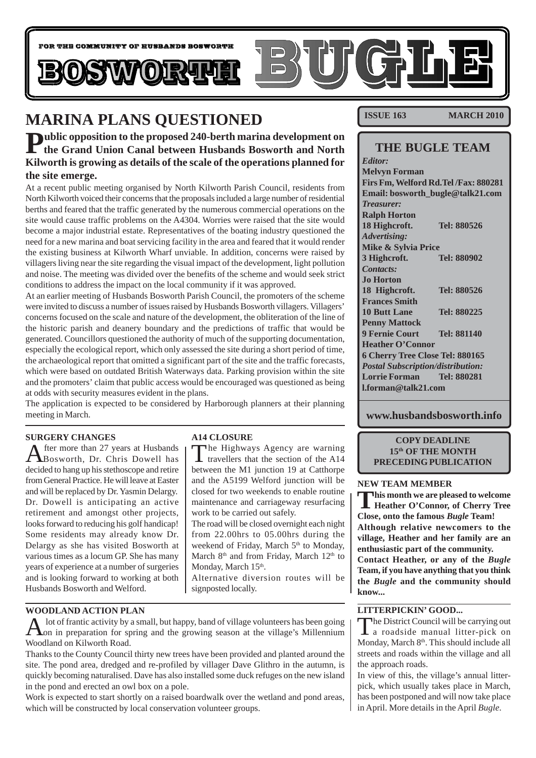FOR THE COMMUNITY OF HUSBANDS BOSWORTH

# BOSWORTH BUGLE

**ISSUE 163** **MARCH 2010**

## MARINA PLANS QUESTIONED

**Public opposition to the proposed 240-berth marina development on the Grand Union Canal between Husbands Bosworth and North Kilworth is growing as details of the scale of the operations planned for the site emerge.**

At a recent public meeting organised by North Kilworth Parish Council, residents from North Kilworth voiced their concerns that the proposals included a large number of residential berths and feared that the traffic generated by the numerous commercial operations on the site would cause traffic problems on the A4304. Worries were raised that the site would become a major industrial estate. Representatives of the boating industry questioned the need for a new marina and boat servicing facility in the area and feared that it would render the existing business at Kilworth Wharf unviable. In addition, concerns were raised by villagers living near the site regarding the visual impact of the development, light pollution and noise. The meeting was divided over the benefits of the scheme and would seek strict conditions to address the impact on the local community if it was approved.

At an earlier meeting of Husbands Bosworth Parish Council, the promoters of the scheme were invited to discuss a number of issues raised by Husbands Bosworth villagers. Villagers' concerns focused on the scale and nature of the development, the obliteration of the line of the historic parish and deanery boundary and the predictions of traffic that would be generated. Councillors questioned the authority of much of the supporting documentation, especially the ecological report, which only assessed the site during a short period of time, the archaeological report that omitted a significant part of the site and the traffic forecasts, which were based on outdated British Waterways data. Parking provision within the site and the promoters' claim that public access would be encouraged was questioned as being at odds with security measures evident in the plans.

The application is expected to be considered by Harborough planners at their planning meeting in March.

### SURGERY CHANGES

After more than 27 years at Husbands Bosworth, Dr. Chris Dowell has decided to hang up his stethoscope and retire from General Practice. He will leave at Easter and will be replaced by Dr. Yasmin Delargy. Dr. Dowell is anticipating an active retirement and amongst other projects, looks forward to reducing his golf handicap! Some residents may already know Dr. Delargy as she has visited Bosworth at various times as a locum GP. She has many years of experience at a number of surgeries and is looking forward to working at both Husbands Bosworth and Welford.

### A14 CLOSURE

The Highways Agency are warning travellers that the section of the A14 between the M1 junction 19 at Catthorpe and the A5199 Welford junction will be closed for two weekends to enable routine maintenance and carriageway resurfacing work to be carried out safely.

The road will be closed overnight each night from 22.00hrs to 05.00hrs during the weekend of Friday, March 5th to Monday, March 8th and from Friday, March 12th to Monday, March 15th.

Alternative diversion routes will be signposted locally.

### WOODLAND ACTION PLAN

A lot of frantic activity by a small, but happy, band of village volunteers has been going on in preparation for spring and the growing season at the village's Millennium Woodland on Kilworth Road.

Thanks to the County Council thirty new trees have been provided and planted around the site. The pond area, dredged and re-profiled by villager Dave Glithro in the autumn, is quickly becoming naturalised. Dave has also installed some duck refuges on the new island in the pond and erected an owl box on a pole.

Work is expected to start shortly on a raised boardwalk over the wetland and pond areas, which will be constructed by local conservation volunteer groups.

## THE BUGLE TEAM

*Editor:*
**Melvyn Forman**
**Firs Fm, Welford Rd.Tel /Fax: 880281**
**Email: bosworth_bugle@talk21.com**

*Treasurer:*
**Ralph Horton**
**18 Highcroft. Tel: 880526**

*Advertising:*
**Mike & Sylvia Price**
**3 Highcroft. Tel: 880902**

*Contacts:*
**Jo Horton**
**18 Highcroft. Tel: 880526**
**Frances Smith**
**10 Butt Lane Tel: 880225**
**Penny Mattock**
**9 Fernie Court Tel: 881140**
**Heather O'Connor**
**6 Cherry Tree Close Tel: 880165**

*Postal Subscription/distribution:*
**Lorrie Forman Tel: 880281**
**l.forman@talk21.com**

**www.husbandsbosworth.info**

**COPY DEADLINE**
**15th OF THE MONTH**
**PRECEDING PUBLICATION**

### NEW TEAM MEMBER

**This month we are pleased to welcome Heather O'Connor, of Cherry Tree Close, onto the famous *Bugle* Team!**
**Although relative newcomers to the village, Heather and her family are an enthusiastic part of the community.**
**Contact Heather, or any of the *Bugle* Team, if you have anything that you think the *Bugle* and the community should know...**

### LITTERPICKIN' GOOD...

The District Council will be carrying out a roadside manual litter-pick on Monday, March 8th. This should include all streets and roads within the village and all the approach roads.

In view of this, the village's annual litter-pick, which usually takes place in March, has been postponed and will now take place in April. More details in the April *Bugle*.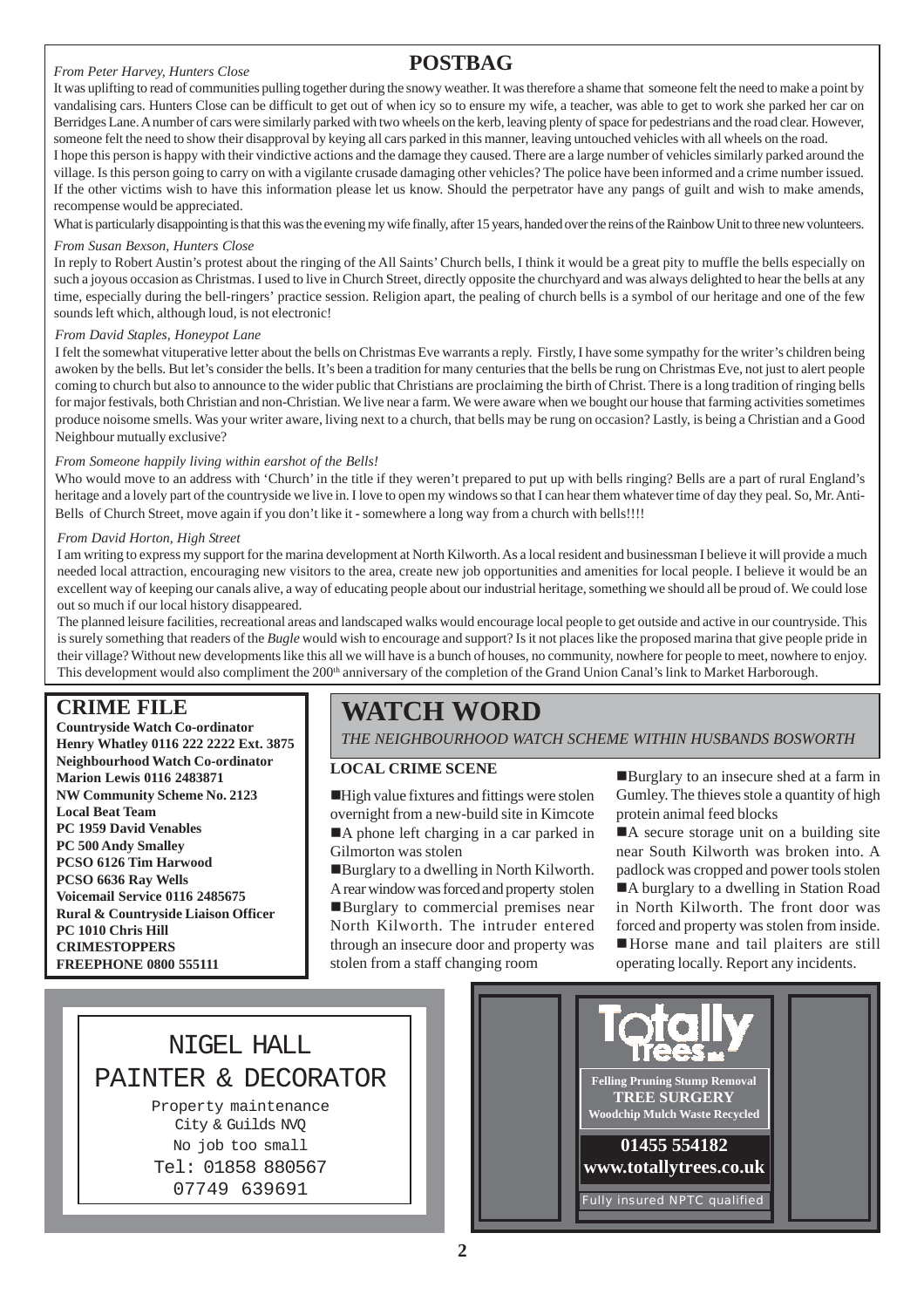# POSTBAG

*From Peter Harvey, Hunters Close*

It was uplifting to read of communities pulling together during the snowy weather. It was therefore a shame that someone felt the need to make a point by vandalising cars. Hunters Close can be difficult to get out of when icy so to ensure my wife, a teacher, was able to get to work she parked her car on Berridges Lane. A number of cars were similarly parked with two wheels on the kerb, leaving plenty of space for pedestrians and the road clear. However, someone felt the need to show their disapproval by keying all cars parked in this manner, leaving untouched vehicles with all wheels on the road.

I hope this person is happy with their vindictive actions and the damage they caused. There are a large number of vehicles similarly parked around the village. Is this person going to carry on with a vigilante crusade damaging other vehicles? The police have been informed and a crime number issued. If the other victims wish to have this information please let us know. Should the perpetrator have any pangs of guilt and wish to make amends, recompense would be appreciated.

What is particularly disappointing is that this was the evening my wife finally, after 15 years, handed over the reins of the Rainbow Unit to three new volunteers.

*From Susan Bexson, Hunters Close*

In reply to Robert Austin's protest about the ringing of the All Saints' Church bells, I think it would be a great pity to muffle the bells especially on such a joyous occasion as Christmas. I used to live in Church Street, directly opposite the churchyard and was always delighted to hear the bells at any time, especially during the bell-ringers' practice session. Religion apart, the pealing of church bells is a symbol of our heritage and one of the few sounds left which, although loud, is not electronic!

*From David Staples, Honeypot Lane*

I felt the somewhat vituperative letter about the bells on Christmas Eve warrants a reply. Firstly, I have some sympathy for the writer's children being awoken by the bells. But let's consider the bells. It's been a tradition for many centuries that the bells be rung on Christmas Eve, not just to alert people coming to church but also to announce to the wider public that Christians are proclaiming the birth of Christ. There is a long tradition of ringing bells for major festivals, both Christian and non-Christian. We live near a farm. We were aware when we bought our house that farming activities sometimes produce noisome smells. Was your writer aware, living next to a church, that bells may be rung on occasion? Lastly, is being a Christian and a Good Neighbour mutually exclusive?

*From Someone happily living within earshot of the Bells!*

Who would move to an address with 'Church' in the title if they weren't prepared to put up with bells ringing? Bells are a part of rural England's heritage and a lovely part of the countryside we live in. I love to open my windows so that I can hear them whatever time of day they peal. So, Mr. Anti-Bells of Church Street, move again if you don't like it - somewhere a long way from a church with bells!!!!

*From David Horton, High Street*

I am writing to express my support for the marina development at North Kilworth. As a local resident and businessman I believe it will provide a much needed local attraction, encouraging new visitors to the area, create new job opportunities and amenities for local people. I believe it would be an excellent way of keeping our canals alive, a way of educating people about our industrial heritage, something we should all be proud of. We could lose out so much if our local history disappeared.

The planned leisure facilities, recreational areas and landscaped walks would encourage local people to get outside and active in our countryside. This is surely something that readers of the *Bugle* would wish to encourage and support? Is it not places like the proposed marina that give people pride in their village? Without new developments like this all we will have is a bunch of houses, no community, nowhere for people to meet, nowhere to enjoy. This development would also compliment the 200th anniversary of the completion of the Grand Union Canal's link to Market Harborough.

## CRIME FILE

**Countryside Watch Co-ordinator**
**Henry Whatley 0116 222 2222 Ext. 3875**
**Neighbourhood Watch Co-ordinator**
**Marion Lewis 0116 2483871**
**NW Community Scheme No. 2123**
**Local Beat Team**
**PC 1959 David Venables**
**PC 500 Andy Smalley**
**PCSO 6126 Tim Harwood**
**PCSO 6636 Ray Wells**
**Voicemail Service 0116 2485675**
**Rural & Countryside Liaison Officer**
**PC 1010 Chris Hill**
**CRIMESTOPPERS**
**FREEPHONE 0800 555111**

## WATCH WORD

*THE NEIGHBOURHOOD WATCH SCHEME WITHIN HUSBANDS BOSWORTH*

### LOCAL CRIME SCENE

- High value fixtures and fittings were stolen overnight from a new-build site in Kimcote
- A phone left charging in a car parked in Gilmorton was stolen
- Burglary to a dwelling in North Kilworth. A rear window was forced and property stolen
- Burglary to commercial premises near North Kilworth. The intruder entered through an insecure door and property was stolen from a staff changing room
- Burglary to an insecure shed at a farm in Gumley. The thieves stole a quantity of high protein animal feed blocks
- A secure storage unit on a building site near South Kilworth was broken into. A padlock was cropped and power tools stolen
- A burglary to a dwelling in Station Road in North Kilworth. The front door was forced and property was stolen from inside.
- Horse mane and tail plaiters are still operating locally. Report any incidents.

NIGEL HALL
PAINTER & DECORATOR
Property maintenance
City & Guilds NVQ
No job too small
Tel: 01858 880567
07749 639691

Totally Trees
Felling Pruning Stump Removal
**TREE SURGERY**
Woodchip Mulch Waste Recycled
**01455 554182**
**www.totallytrees.co.uk**
Fully insured NPTC qualified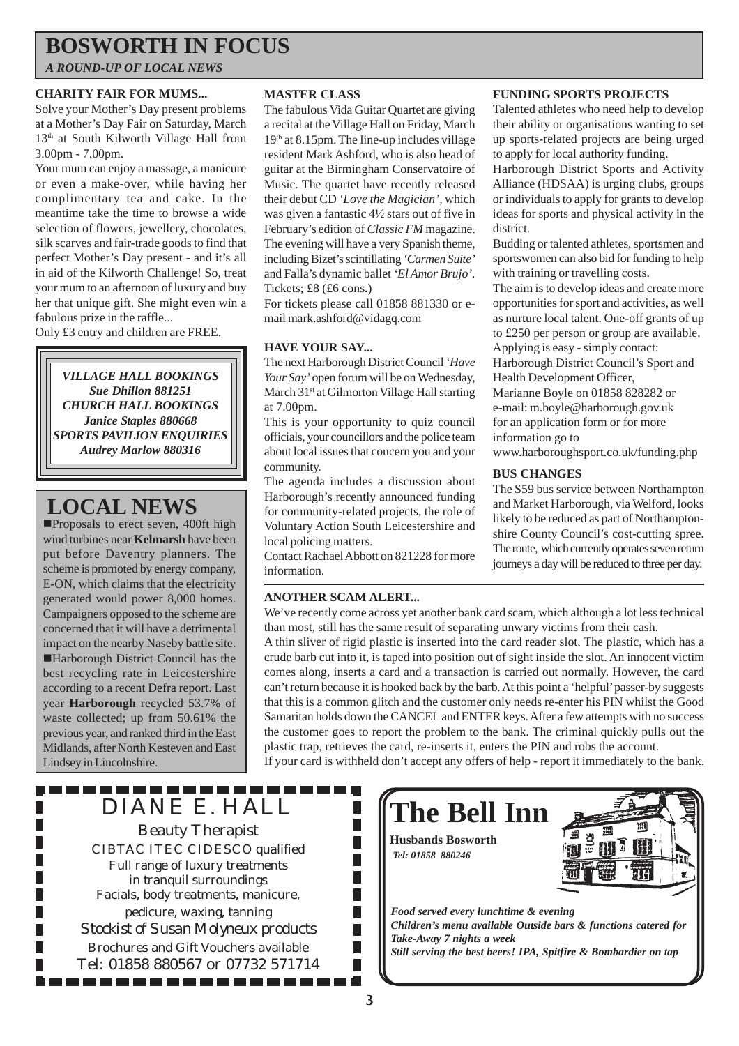# BOSWORTH IN FOCUS

*A ROUND-UP OF LOCAL NEWS*

### CHARITY FAIR FOR MUMS...

Solve your Mother's Day present problems at a Mother's Day Fair on Saturday, March 13th at South Kilworth Village Hall from 3.00pm - 7.00pm.

Your mum can enjoy a massage, a manicure or even a make-over, while having her complimentary tea and cake. In the meantime take the time to browse a wide selection of flowers, jewellery, chocolates, silk scarves and fair-trade goods to find that perfect Mother's Day present - and it's all in aid of the Kilworth Challenge! So, treat your mum to an afternoon of luxury and buy her that unique gift. She might even win a fabulous prize in the raffle...

Only £3 entry and children are FREE.

***VILLAGE HALL BOOKINGS***
***Sue Dhillon 881251***
***CHURCH HALL BOOKINGS***
***Janice Staples 880668***
***SPORTS PAVILION ENQUIRIES***
***Audrey Marlow 880316***

## LOCAL NEWS

- Proposals to erect seven, 400ft high wind turbines near **Kelmarsh** have been put before Daventry planners. The scheme is promoted by energy company, E-ON, which claims that the electricity generated would power 8,000 homes. Campaigners opposed to the scheme are concerned that it will have a detrimental impact on the nearby Naseby battle site.
- Harborough District Council has the best recycling rate in Leicestershire according to a recent Defra report. Last year **Harborough** recycled 53.7% of waste collected; up from 50.61% the previous year, and ranked third in the East Midlands, after North Kesteven and East Lindsey in Lincolnshire.

### MASTER CLASS

The fabulous Vida Guitar Quartet are giving a recital at the Village Hall on Friday, March 19th at 8.15pm. The line-up includes village resident Mark Ashford, who is also head of guitar at the Birmingham Conservatoire of Music. The quartet have recently released their debut CD *'Love the Magician'*, which was given a fantastic 4½ stars out of five in February's edition of *Classic FM* magazine. The evening will have a very Spanish theme, including Bizet's scintillating *'Carmen Suite'* and Falla's dynamic ballet *'El Amor Brujo'*. Tickets; £8 (£6 cons.)

For tickets please call 01858 881330 or e-mail mark.ashford@vidagq.com

### HAVE YOUR SAY...

The next Harborough District Council *'Have Your Say'* open forum will be on Wednesday, March 31st at Gilmorton Village Hall starting at 7.00pm.

This is your opportunity to quiz council officials, your councillors and the police team about local issues that concern you and your community.

The agenda includes a discussion about Harborough's recently announced funding for community-related projects, the role of Voluntary Action South Leicestershire and local policing matters.

Contact Rachael Abbott on 821228 for more information.

### FUNDING SPORTS PROJECTS

Talented athletes who need help to develop their ability or organisations wanting to set up sports-related projects are being urged to apply for local authority funding.

Harborough District Sports and Activity Alliance (HDSAA) is urging clubs, groups or individuals to apply for grants to develop ideas for sports and physical activity in the district.

Budding or talented athletes, sportsmen and sportswomen can also bid for funding to help with training or travelling costs.

The aim is to develop ideas and create more opportunities for sport and activities, as well as nurture local talent. One-off grants of up to £250 per person or group are available.

Applying is easy - simply contact:
Harborough District Council's Sport and Health Development Officer,
Marianne Boyle on 01858 828282 or
e-mail: m.boyle@harborough.gov.uk
for an application form or for more information go to
www.harboroughsport.co.uk/funding.php

### BUS CHANGES

The S59 bus service between Northampton and Market Harborough, via Welford, looks likely to be reduced as part of Northamptonshire County Council's cost-cutting spree. The route, which currently operates seven return journeys a day will be reduced to three per day.

### ANOTHER SCAM ALERT...

We've recently come across yet another bank card scam, which although a lot less technical than most, still has the same result of separating unwary victims from their cash.

A thin sliver of rigid plastic is inserted into the card reader slot. The plastic, which has a crude barb cut into it, is taped into position out of sight inside the slot. An innocent victim comes along, inserts a card and a transaction is carried out normally. However, the card can't return because it is hooked back by the barb. At this point a 'helpful' passer-by suggests that this is a common glitch and the customer only needs re-enter his PIN whilst the Good Samaritan holds down the CANCEL and ENTER keys. After a few attempts with no success the customer goes to report the problem to the bank. The criminal quickly pulls out the plastic trap, retrieves the card, re-inserts it, enters the PIN and robs the account.

If your card is withheld don't accept any offers of help - report it immediately to the bank.

---

## DIANE E. HALL

Beauty Therapist
CIBTAC ITEC CIDESCO qualified
Full range of luxury treatments
in tranquil surroundings
Facials, body treatments, manicure,
pedicure, waxing, tanning
*Stockist of Susan Molyneux products*
Brochures and Gift Vouchers available
Tel: 01858 880567 or 07732 571714

---

## The Bell Inn

**Husbands Bosworth**
***Tel: 01858 880246***

***Food served every lunchtime & evening***
***Children's menu available Outside bars & functions catered for***
***Take-Away 7 nights a week***
***Still serving the best beers! IPA, Spitfire & Bombardier on tap***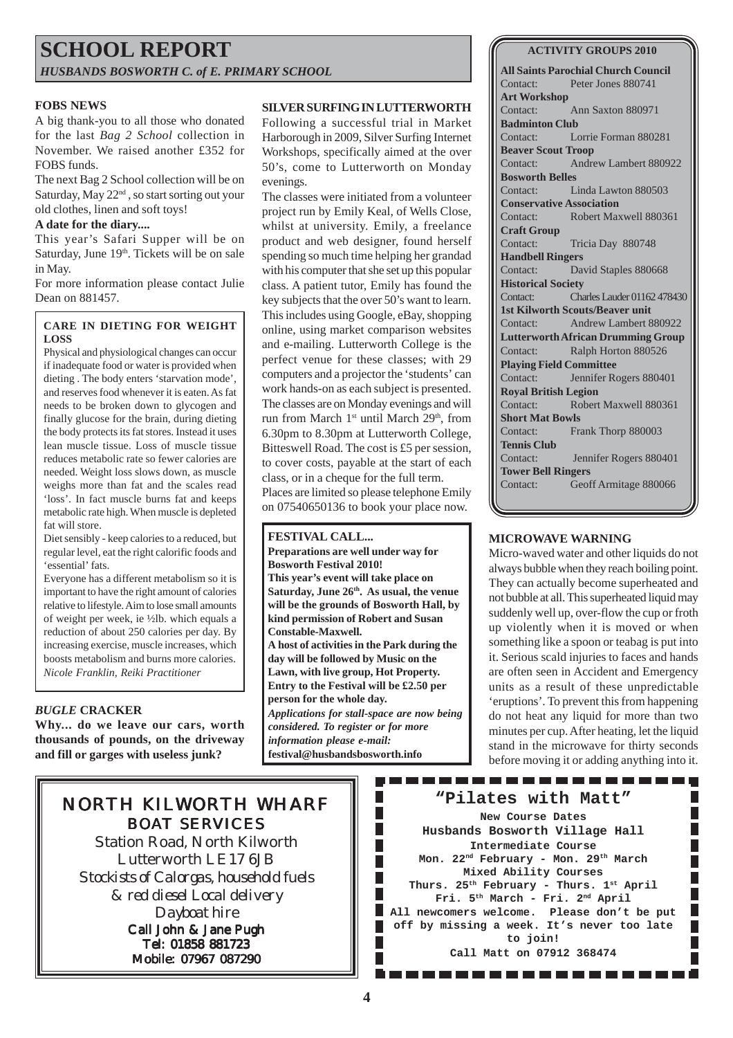# SCHOOL REPORT

*HUSBANDS BOSWORTH C. of E. PRIMARY SCHOOL*

**FOBS NEWS**

A big thank-you to all those who donated for the last *Bag 2 School* collection in November. We raised another £352 for FOBS funds.

The next Bag 2 School collection will be on Saturday, May 22nd , so start sorting out your old clothes, linen and soft toys!

**A date for the diary....**

This year's Safari Supper will be on Saturday, June 19th. Tickets will be on sale in May.

For more information please contact Julie Dean on 881457.

**CARE IN DIETING FOR WEIGHT LOSS**

Physical and physiological changes can occur if inadequate food or water is provided when dieting . The body enters 'starvation mode', and reserves food whenever it is eaten. As fat needs to be broken down to glycogen and finally glucose for the brain, during dieting the body protects its fat stores. Instead it uses lean muscle tissue. Loss of muscle tissue reduces metabolic rate so fewer calories are needed. Weight loss slows down, as muscle weighs more than fat and the scales read 'loss'. In fact muscle burns fat and keeps metabolic rate high. When muscle is depleted fat will store.

Diet sensibly - keep calories to a reduced, but regular level, eat the right calorific foods and 'essential' fats.

Everyone has a different metabolism so it is important to have the right amount of calories relative to lifestyle. Aim to lose small amounts of weight per week, ie ½lb. which equals a reduction of about 250 calories per day. By increasing exercise, muscle increases, which boosts metabolism and burns more calories.

*Nicole Franklin, Reiki Practitioner*

***BUGLE* CRACKER**

**Why... do we leave our cars, worth thousands of pounds, on the driveway and fill or garges with useless junk?**

**SILVER SURFING IN LUTTERWORTH**

Following a successful trial in Market Harborough in 2009, Silver Surfing Internet Workshops, specifically aimed at the over 50's, come to Lutterworth on Monday evenings.

The classes were initiated from a volunteer project run by Emily Keal, of Wells Close, whilst at university. Emily, a freelance product and web designer, found herself spending so much time helping her grandad with his computer that she set up this popular class. A patient tutor, Emily has found the key subjects that the over 50's want to learn. This includes using Google, eBay, shopping online, using market comparison websites and e-mailing. Lutterworth College is the perfect venue for these classes; with 29 computers and a projector the 'students' can work hands-on as each subject is presented. The classes are on Monday evenings and will run from March 1st until March 29th, from 6.30pm to 8.30pm at Lutterworth College, Bitteswell Road. The cost is £5 per session, to cover costs, payable at the start of each class, or in a cheque for the full term.

Places are limited so please telephone Emily on 07540650136 to book your place now.

**FESTIVAL CALL...**

**Preparations are well under way for Bosworth Festival 2010!**

**This year's event will take place on Saturday, June 26th. As usual, the venue will be the grounds of Bosworth Hall, by kind permission of Robert and Susan Constable-Maxwell.**

**A host of activities in the Park during the day will be followed by Music on the Lawn, with live group, Hot Property. Entry to the Festival will be £2.50 per person for the whole day.**

***Applications for stall-space are now being considered. To register or for more information please e-mail:***

**festival@husbandsbosworth.info**

**ACTIVITY GROUPS 2010**

**All Saints Parochial Church Council**
Contact: Peter Jones 880741

**Art Workshop**
Contact: Ann Saxton 880971

**Badminton Club**
Contact: Lorrie Forman 880281

**Beaver Scout Troop**
Contact: Andrew Lambert 880922

**Bosworth Belles**
Contact: Linda Lawton 880503

**Conservative Association**
Contact: Robert Maxwell 880361

**Craft Group**
Contact: Tricia Day 880748

**Handbell Ringers**
Contact: David Staples 880668

**Historical Society**
Contact: Charles Lauder 01162 478430

**1st Kilworth Scouts/Beaver unit**
Contact: Andrew Lambert 880922

**Lutterworth African Drumming Group**
Contact: Ralph Horton 880526

**Playing Field Committee**
Contact: Jennifer Rogers 880401

**Royal British Legion**
Contact: Robert Maxwell 880361

**Short Mat Bowls**
Contact: Frank Thorp 880003

**Tennis Club**
Contact: Jennifer Rogers 880401

**Tower Bell Ringers**
Contact: Geoff Armitage 880066

**MICROWAVE WARNING**

Micro-waved water and other liquids do not always bubble when they reach boiling point. They can actually become superheated and not bubble at all. This superheated liquid may suddenly well up, over-flow the cup or froth up violently when it is moved or when something like a spoon or teabag is put into it. Serious scald injuries to faces and hands are often seen in Accident and Emergency units as a result of these unpredictable 'eruptions'. To prevent this from happening do not heat any liquid for more than two minutes per cup. After heating, let the liquid stand in the microwave for thirty seconds before moving it or adding anything into it.

**NORTH KILWORTH WHARF**
**BOAT SERVICES**

Station Road, North Kilworth
Lutterworth LE17 6JB
*Stockists of Calorgas, household fuels & red diesel Local delivery*
*Dayboat hire*
**Call John & Jane Pugh**
**Tel: 01858 881723**
**Mobile: 07967 087290**

**"Pilates with Matt"**

**New Course Dates**
**Husbands Bosworth Village Hall**
**Intermediate Course**
**Mon. 22nd February - Mon. 29th March**
**Mixed Ability Courses**
**Thurs. 25th February - Thurs. 1st April**
**Fri. 5th March - Fri. 2nd April**
**All newcomers welcome. Please don't be put off by missing a week. It's never too late to join!**
**Call Matt on 07912 368474**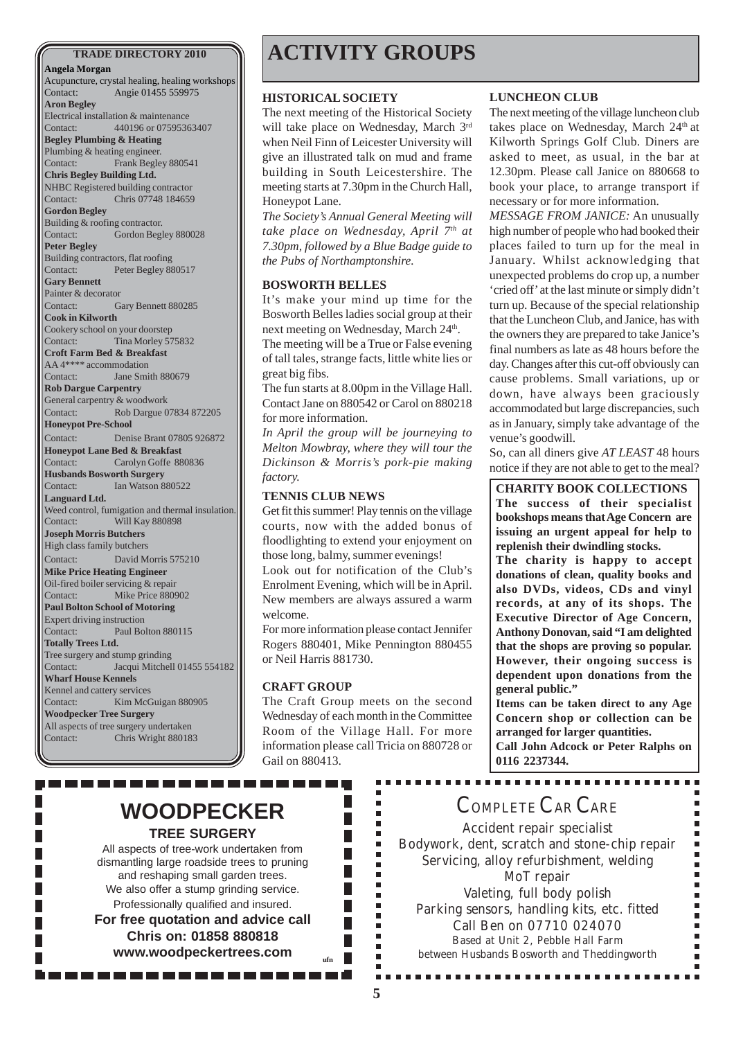## TRADE DIRECTORY 2010

**Angela Morgan**
Acupuncture, crystal healing, healing workshops
Contact: Angie 01455 559975

**Aron Begley**
Electrical installation & maintenance
Contact: 440196 or 07595363407

**Begley Plumbing & Heating**
Plumbing & heating engineer.
Contact: Frank Begley 880541

**Chris Begley Building Ltd.**
NHBC Registered building contractor
Contact: Chris 07748 184659

**Gordon Begley**
Building & roofing contractor.
Contact: Gordon Begley 880028

**Peter Begley**
Building contractors, flat roofing
Contact: Peter Begley 880517

**Gary Bennett**
Painter & decorator
Contact: Gary Bennett 880285

**Cook in Kilworth**
Cookery school on your doorstep
Contact: Tina Morley 575832

**Croft Farm Bed & Breakfast**
AA 4**** accommodation
Contact: Jane Smith 880679

**Rob Dargue Carpentry**
General carpentry & woodwork
Contact: Rob Dargue 07834 872205

**Honeypot Pre-School**
Contact: Denise Brant 07805 926872

**Honeypot Lane Bed & Breakfast**
Contact: Carolyn Goffe 880836

**Husbands Bosworth Surgery**
Contact: Ian Watson 880522

**Languard Ltd.**
Weed control, fumigation and thermal insulation.
Contact: Will Kay 880898

**Joseph Morris Butchers**
High class family butchers
Contact: David Morris 575210

**Mike Price Heating Engineer**
Oil-fired boiler servicing & repair
Contact: Mike Price 880902

**Paul Bolton School of Motoring**
Expert driving instruction
Contact: Paul Bolton 880115

**Totally Trees Ltd.**
Tree surgery and stump grinding
Contact: Jacqui Mitchell 01455 554182

**Wharf House Kennels**
Kennel and cattery services
Contact: Kim McGuigan 880905

**Woodpecker Tree Surgery**
All aspects of tree surgery undertaken
Contact: Chris Wright 880183

# ACTIVITY GROUPS

### HISTORICAL SOCIETY

The next meeting of the Historical Society will take place on Wednesday, March 3rd when Neil Finn of Leicester University will give an illustrated talk on mud and frame building in South Leicestershire. The meeting starts at 7.30pm in the Church Hall, Honeypot Lane.

*The Society's Annual General Meeting will take place on Wednesday, April 7th at 7.30pm, followed by a Blue Badge guide to the Pubs of Northamptonshire.*

### BOSWORTH BELLES

It's make your mind up time for the Bosworth Belles ladies social group at their next meeting on Wednesday, March 24th.

The meeting will be a True or False evening of tall tales, strange facts, little white lies or great big fibs.

The fun starts at 8.00pm in the Village Hall. Contact Jane on 880542 or Carol on 880218 for more information.

*In April the group will be journeying to Melton Mowbray, where they will tour the Dickinson & Morris's pork-pie making factory.*

### TENNIS CLUB NEWS

Get fit this summer! Play tennis on the village courts, now with the added bonus of floodlighting to extend your enjoyment on those long, balmy, summer evenings!

Look out for notification of the Club's Enrolment Evening, which will be in April. New members are always assured a warm welcome.

For more information please contact Jennifer Rogers 880401, Mike Pennington 880455 or Neil Harris 881730.

### CRAFT GROUP

The Craft Group meets on the second Wednesday of each month in the Committee Room of the Village Hall. For more information please call Tricia on 880728 or Gail on 880413.

### LUNCHEON CLUB

The next meeting of the village luncheon club takes place on Wednesday, March 24th at Kilworth Springs Golf Club. Diners are asked to meet, as usual, in the bar at 12.30pm. Please call Janice on 880668 to book your place, to arrange transport if necessary or for more information.

*MESSAGE FROM JANICE:* An unusually high number of people who had booked their places failed to turn up for the meal in January. Whilst acknowledging that unexpected problems do crop up, a number 'cried off' at the last minute or simply didn't turn up. Because of the special relationship that the Luncheon Club, and Janice, has with the owners they are prepared to take Janice's final numbers as late as 48 hours before the day. Changes after this cut-off obviously can cause problems. Small variations, up or down, have always been graciously accommodated but large discrepancies, such as in January, simply take advantage of the venue's goodwill.

So, can all diners give *AT LEAST* 48 hours notice if they are not able to get to the meal?

### CHARITY BOOK COLLECTIONS

**The success of their specialist bookshops means that Age Concern are issuing an urgent appeal for help to replenish their dwindling stocks.**

**The charity is happy to accept donations of clean, quality books and also DVDs, videos, CDs and vinyl records, at any of its shops. The Executive Director of Age Concern, Anthony Donovan, said "I am delighted that the shops are proving so popular. However, their ongoing success is dependent upon donations from the general public."**

**Items can be taken direct to any Age Concern shop or collection can be arranged for larger quantities.**

**Call John Adcock or Peter Ralphs on 0116 2237344.**

---

## WOODPECKER
### TREE SURGERY

All aspects of tree-work undertaken from dismantling large roadside trees to pruning and reshaping small garden trees.
We also offer a stump grinding service.
Professionally qualified and insured.

**For free quotation and advice call**
**Chris on: 01858 880818**
**www.woodpeckertrees.com**

ufn

---

## COMPLETE CAR CARE

Accident repair specialist
Bodywork, dent, scratch and stone-chip repair
Servicing, alloy refurbishment, welding
MoT repair
Valeting, full body polish
Parking sensors, handling kits, etc. fitted
Call Ben on 07710 024070
Based at Unit 2, Pebble Hall Farm
between Husbands Bosworth and Theddingworth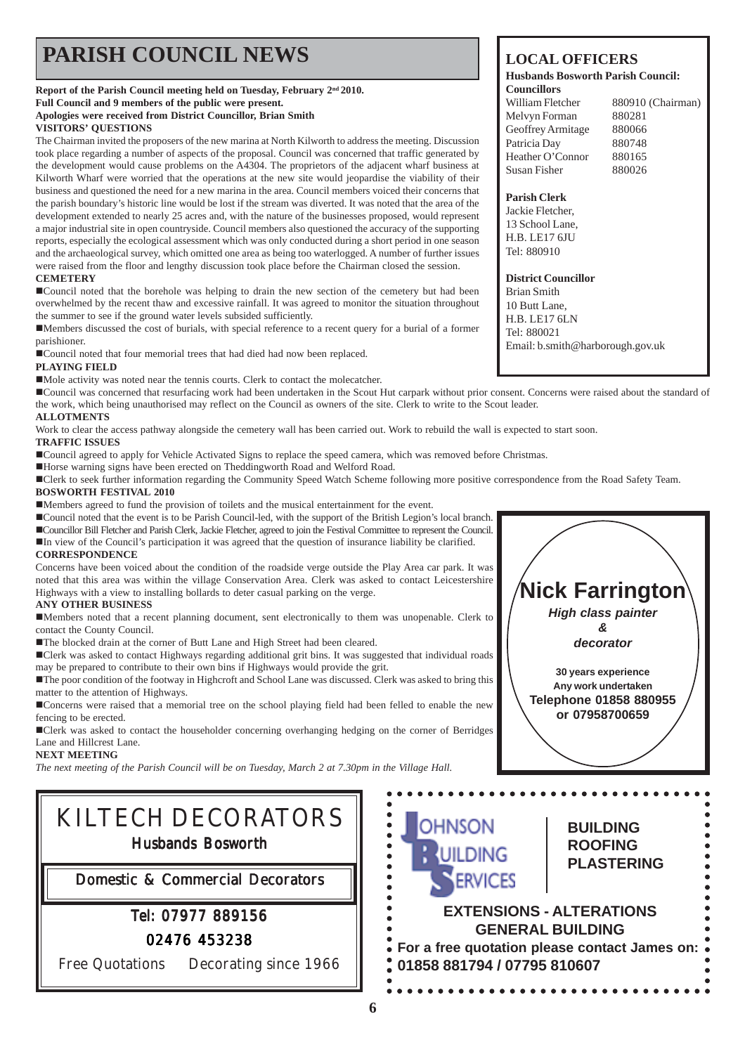# PARISH COUNCIL NEWS

**Report of the Parish Council meeting held on Tuesday, February 2nd 2010.**
**Full Council and 9 members of the public were present.**
**Apologies were received from District Councillor, Brian Smith**

**VISITORS' QUESTIONS**

The Chairman invited the proposers of the new marina at North Kilworth to address the meeting. Discussion took place regarding a number of aspects of the proposal. Council was concerned that traffic generated by the development would cause problems on the A4304. The proprietors of the adjacent wharf business at Kilworth Wharf were worried that the operations at the new site would jeopardise the viability of their business and questioned the need for a new marina in the area. Council members voiced their concerns that the parish boundary's historic line would be lost if the stream was diverted. It was noted that the area of the development extended to nearly 25 acres and, with the nature of the businesses proposed, would represent a major industrial site in open countryside. Council members also questioned the accuracy of the supporting reports, especially the ecological assessment which was only conducted during a short period in one season and the archaeological survey, which omitted one area as being too waterlogged. A number of further issues were raised from the floor and lengthy discussion took place before the Chairman closed the session.

**CEMETERY**

- Council noted that the borehole was helping to drain the new section of the cemetery but had been overwhelmed by the recent thaw and excessive rainfall. It was agreed to monitor the situation throughout the summer to see if the ground water levels subsided sufficiently.
- Members discussed the cost of burials, with special reference to a recent query for a burial of a former parishioner.
- Council noted that four memorial trees that had died had now been replaced.

**PLAYING FIELD**

- Mole activity was noted near the tennis courts. Clerk to contact the molecatcher.
- Council was concerned that resurfacing work had been undertaken in the Scout Hut carpark without prior consent. Concerns were raised about the standard of the work, which being unauthorised may reflect on the Council as owners of the site. Clerk to write to the Scout leader.

**ALLOTMENTS**

Work to clear the access pathway alongside the cemetery wall has been carried out. Work to rebuild the wall is expected to start soon.

**TRAFFIC ISSUES**

- Council agreed to apply for Vehicle Activated Signs to replace the speed camera, which was removed before Christmas.
- Horse warning signs have been erected on Theddingworth Road and Welford Road.
- Clerk to seek further information regarding the Community Speed Watch Scheme following more positive correspondence from the Road Safety Team.

**BOSWORTH FESTIVAL 2010**

- Members agreed to fund the provision of toilets and the musical entertainment for the event.
- Council noted that the event is to be Parish Council-led, with the support of the British Legion's local branch.
- Councillor Bill Fletcher and Parish Clerk, Jackie Fletcher, agreed to join the Festival Committee to represent the Council.
- In view of the Council's participation it was agreed that the question of insurance liability be clarified.

**CORRESPONDENCE**

Concerns have been voiced about the condition of the roadside verge outside the Play Area car park. It was noted that this area was within the village Conservation Area. Clerk was asked to contact Leicestershire Highways with a view to installing bollards to deter casual parking on the verge.

**ANY OTHER BUSINESS**

- Members noted that a recent planning document, sent electronically to them was unopenable. Clerk to contact the County Council.
- The blocked drain at the corner of Butt Lane and High Street had been cleared.
- Clerk was asked to contact Highways regarding additional grit bins. It was suggested that individual roads may be prepared to contribute to their own bins if Highways would provide the grit.
- The poor condition of the footway in Highcroft and School Lane was discussed. Clerk was asked to bring this matter to the attention of Highways.
- Concerns were raised that a memorial tree on the school playing field had been felled to enable the new fencing to be erected.
- Clerk was asked to contact the householder concerning overhanging hedging on the corner of Berridges Lane and Hillcrest Lane.

**NEXT MEETING**

*The next meeting of the Parish Council will be on Tuesday, March 2 at 7.30pm in the Village Hall.*

## LOCAL OFFICERS

**Husbands Bosworth Parish Council:**

**Councillors**

| | |
|---|---|
| William Fletcher | 880910 (Chairman) |
| Melvyn Forman | 880281 |
| Geoffrey Armitage | 880066 |
| Patricia Day | 880748 |
| Heather O'Connor | 880165 |
| Susan Fisher | 880026 |

**Parish Clerk**
Jackie Fletcher,
13 School Lane,
H.B. LE17 6JU
Tel: 880910

**District Councillor**
Brian Smith
10 Butt Lane,
H.B. LE17 6LN
Tel: 880021
Email: b.smith@harborough.gov.uk

**Nick Farrington**
*High class painter & decorator*
30 years experience
Any work undertaken
Telephone 01858 880955 or 07958700659

KILTECH DECORATORS
Husbands Bosworth
Domestic & Commercial Decorators
Tel: 07977 889156
02476 453238
Free Quotations Decorating since 1966

JOHNSON BUILDING SERVICES
BUILDING
ROOFING
PLASTERING
EXTENSIONS - ALTERATIONS
GENERAL BUILDING
For a free quotation please contact James on:
01858 881794 / 07795 810607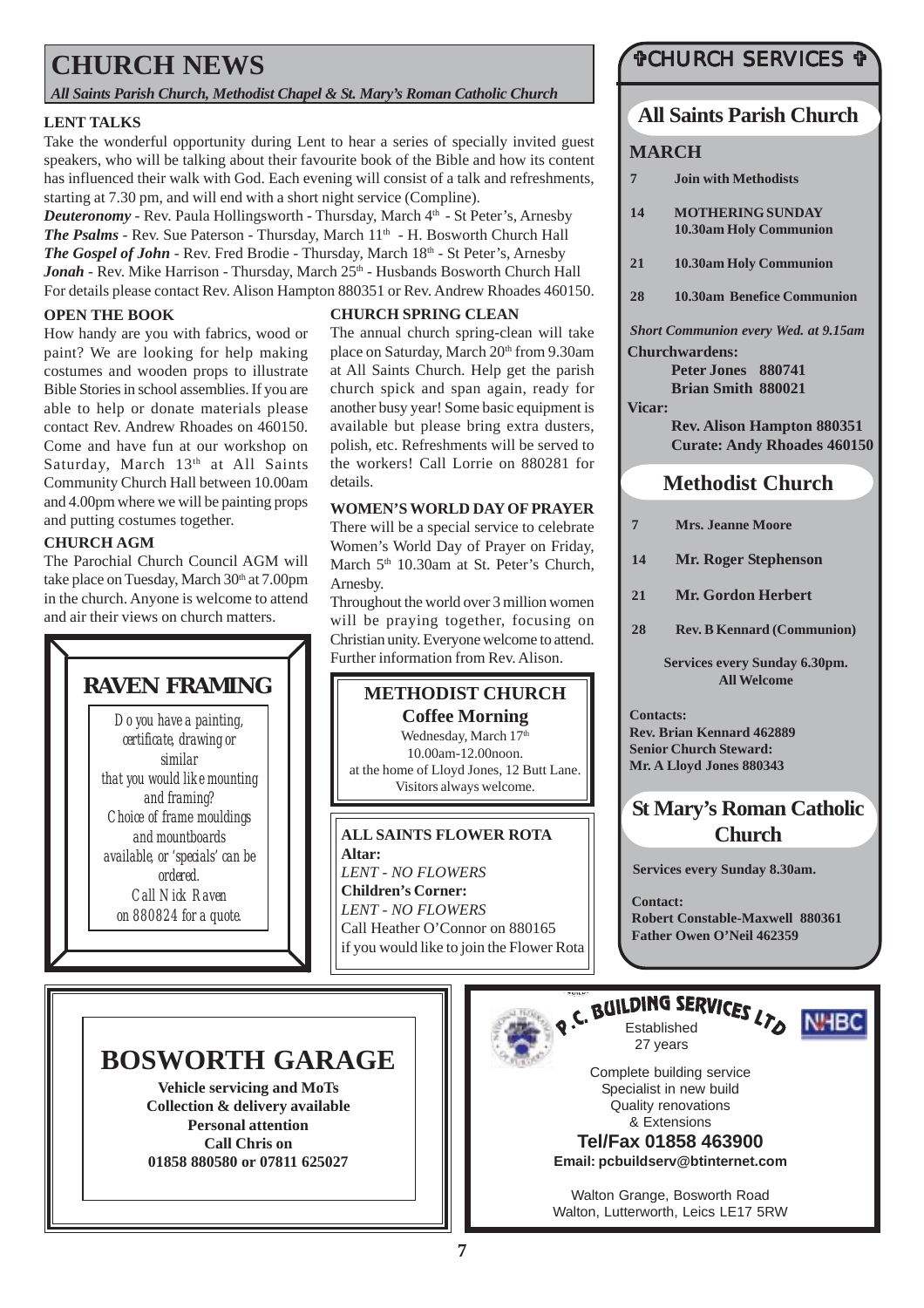# CHURCH NEWS

***All Saints Parish Church, Methodist Chapel & St. Mary's Roman Catholic Church***

### LENT TALKS

Take the wonderful opportunity during Lent to hear a series of specially invited guest speakers, who will be talking about their favourite book of the Bible and how its content has influenced their walk with God. Each evening will consist of a talk and refreshments, starting at 7.30 pm, and will end with a short night service (Compline).

***Deuteronomy*** - Rev. Paula Hollingsworth - Thursday, March 4th - St Peter's, Arnesby
***The Psalms*** - Rev. Sue Paterson - Thursday, March 11th - H. Bosworth Church Hall
***The Gospel of John*** - Rev. Fred Brodie - Thursday, March 18th - St Peter's, Arnesby
***Jonah*** - Rev. Mike Harrison - Thursday, March 25th - Husbands Bosworth Church Hall
For details please contact Rev. Alison Hampton 880351 or Rev. Andrew Rhoades 460150.

### OPEN THE BOOK

How handy are you with fabrics, wood or paint? We are looking for help making costumes and wooden props to illustrate Bible Stories in school assemblies. If you are able to help or donate materials please contact Rev. Andrew Rhoades on 460150. Come and have fun at our workshop on Saturday, March 13th at All Saints Community Church Hall between 10.00am and 4.00pm where we will be painting props and putting costumes together.

### CHURCH AGM

The Parochial Church Council AGM will take place on Tuesday, March 30th at 7.00pm in the church. Anyone is welcome to attend and air their views on church matters.

### CHURCH SPRING CLEAN

The annual church spring-clean will take place on Saturday, March 20th from 9.30am at All Saints Church. Help get the parish church spick and span again, ready for another busy year! Some basic equipment is available but please bring extra dusters, polish, etc. Refreshments will be served to the workers! Call Lorrie on 880281 for details.

### WOMEN'S WORLD DAY OF PRAYER

There will be a special service to celebrate Women's World Day of Prayer on Friday, March 5th 10.30am at St. Peter's Church, Arnesby.

Throughout the world over 3 million women will be praying together, focusing on Christian unity. Everyone welcome to attend. Further information from Rev. Alison.

## RAVEN FRAMING

*Do you have a painting, certificate, drawing or similar that you would like mounting and framing? Choice of frame mouldings and mountboards available, or 'specials' can be ordered. Call Nick Raven on 880824 for a quote.*

### METHODIST CHURCH
**Coffee Morning**

Wednesday, March 17th
10.00am-12.00noon.
at the home of Lloyd Jones, 12 Butt Lane.
Visitors always welcome.

### ALL SAINTS FLOWER ROTA

**Altar:**
*LENT - NO FLOWERS*
**Children's Corner:**
*LENT - NO FLOWERS*
Call Heather O'Connor on 880165 if you would like to join the Flower Rota

## ✞CHURCH SERVICES ✞

### All Saints Parish Church

**MARCH**

| | |
|---|---|
| 7 | Join with Methodists |
| 14 | MOTHERING SUNDAY 10.30am Holy Communion |
| 21 | 10.30am Holy Communion |
| 28 | 10.30am Benefice Communion |

***Short Communion every Wed. at 9.15am***

**Churchwardens:**
**Peter Jones 880741**
**Brian Smith 880021**

**Vicar:**
**Rev. Alison Hampton 880351**
**Curate: Andy Rhoades 460150**

### Methodist Church

| | |
|---|---|
| 7 | Mrs. Jeanne Moore |
| 14 | Mr. Roger Stephenson |
| 21 | Mr. Gordon Herbert |
| 28 | Rev. B Kennard (Communion) |

**Services every Sunday 6.30pm.**
**All Welcome**

**Contacts:**
**Rev. Brian Kennard 462889**
**Senior Church Steward:**
**Mr. A Lloyd Jones 880343**

### St Mary's Roman Catholic Church

**Services every Sunday 8.30am.**

**Contact:**
**Robert Constable-Maxwell 880361**
**Father Owen O'Neil 462359**

## BOSWORTH GARAGE

**Vehicle servicing and MoTs**
**Collection & delivery available**
**Personal attention**
**Call Chris on**
**01858 880580 or 07811 625027**

## P.C. BUILDING SERVICES LTD

NHBC

Established
27 years

Complete building service
Specialist in new build
Quality renovations
& Extensions

**Tel/Fax 01858 463900**
**Email: pcbuildserv@btinternet.com**

Walton Grange, Bosworth Road
Walton, Lutterworth, Leics LE17 5RW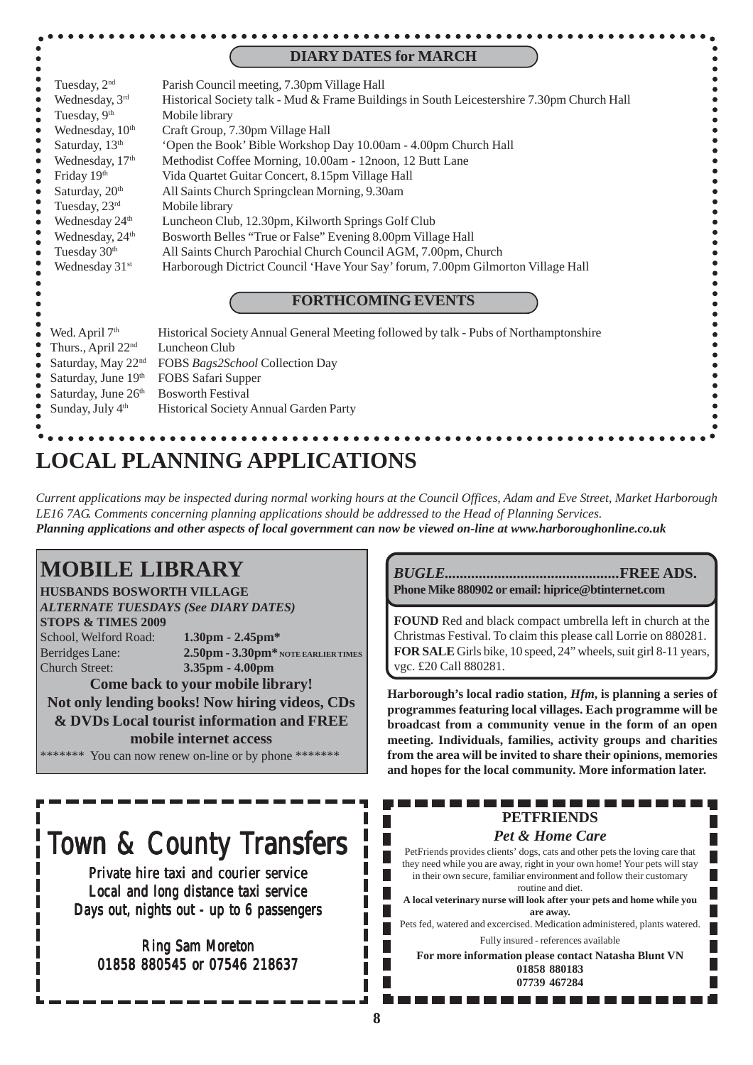## DIARY DATES for MARCH

| | |
|---|---|
| Tuesday, 2nd | Parish Council meeting, 7.30pm Village Hall |
| Wednesday, 3rd | Historical Society talk - Mud & Frame Buildings in South Leicestershire 7.30pm Church Hall |
| Tuesday, 9th | Mobile library |
| Wednesday, 10th | Craft Group, 7.30pm Village Hall |
| Saturday, 13th | 'Open the Book' Bible Workshop Day 10.00am - 4.00pm Church Hall |
| Wednesday, 17th | Methodist Coffee Morning, 10.00am - 12noon, 12 Butt Lane |
| Friday 19th | Vida Quartet Guitar Concert, 8.15pm Village Hall |
| Saturday, 20th | All Saints Church Springclean Morning, 9.30am |
| Tuesday, 23rd | Mobile library |
| Wednesday 24th | Luncheon Club, 12.30pm, Kilworth Springs Golf Club |
| Wednesday, 24th | Bosworth Belles "True or False" Evening 8.00pm Village Hall |
| Tuesday 30th | All Saints Church Parochial Church Council AGM, 7.00pm, Church |
| Wednesday 31st | Harborough Dictrict Council 'Have Your Say' forum, 7.00pm Gilmorton Village Hall |

## FORTHCOMING EVENTS

| | |
|---|---|
| Wed. April 7th | Historical Society Annual General Meeting followed by talk - Pubs of Northamptonshire |
| Thurs., April 22nd | Luncheon Club |
| Saturday, May 22nd | FOBS *Bags2School* Collection Day |
| Saturday, June 19th | FOBS Safari Supper |
| Saturday, June 26th | Bosworth Festival |
| Sunday, July 4th | Historical Society Annual Garden Party |

# LOCAL PLANNING APPLICATIONS

*Current applications may be inspected during normal working hours at the Council Offices, Adam and Eve Street, Market Harborough LE16 7AG. Comments concerning planning applications should be addressed to the Head of Planning Services.*
***Planning applications and other aspects of local government can now be viewed on-line at www.harboroughonline.co.uk***

# MOBILE LIBRARY

**HUSBANDS BOSWORTH VILLAGE**
***ALTERNATE TUESDAYS (See DIARY DATES)***
**STOPS & TIMES 2009**

| | |
|---|---|
| School, Welford Road: | **1.30pm - 2.45pm*** |
| Berridges Lane: | **2.50pm - 3.30pm* NOTE EARLIER TIMES** |
| Church Street: | **3.35pm - 4.00pm** |

**Come back to your mobile library!**
**Not only lending books! Now hiring videos, CDs & DVDs Local tourist information and FREE mobile internet access**

******* You can now renew on-line or by phone *******

***BUGLE*..............................................FREE ADS.**
**Phone Mike 880902 or email: hiprice@btinternet.com**

**FOUND** Red and black compact umbrella left in church at the Christmas Festival. To claim this please call Lorrie on 880281.
**FOR SALE** Girls bike, 10 speed, 24" wheels, suit girl 8-11 years, vgc. £20 Call 880281.

**Harborough's local radio station, *Hfm*, is planning a series of programmes featuring local villages. Each programme will be broadcast from a community venue in the form of an open meeting. Individuals, families, activity groups and charities from the area will be invited to share their opinions, memories and hopes for the local community. More information later.**

# Town & County Transfers

Private hire taxi and courier service
Local and long distance taxi service
Days out, nights out - up to 6 passengers

Ring Sam Moreton
01858 880545 or 07546 218637

**PETFRIENDS**
***Pet & Home Care***

PetFriends provides clients' dogs, cats and other pets the loving care that they need while you are away, right in your own home! Your pets will stay in their own secure, familiar environment and follow their customary routine and diet.
**A local veterinary nurse will look after your pets and home while you are away.**
Pets fed, watered and excercised. Medication administered, plants watered.
Fully insured - references available
**For more information please contact Natasha Blunt VN**
**01858 880183**
**07739 467284**